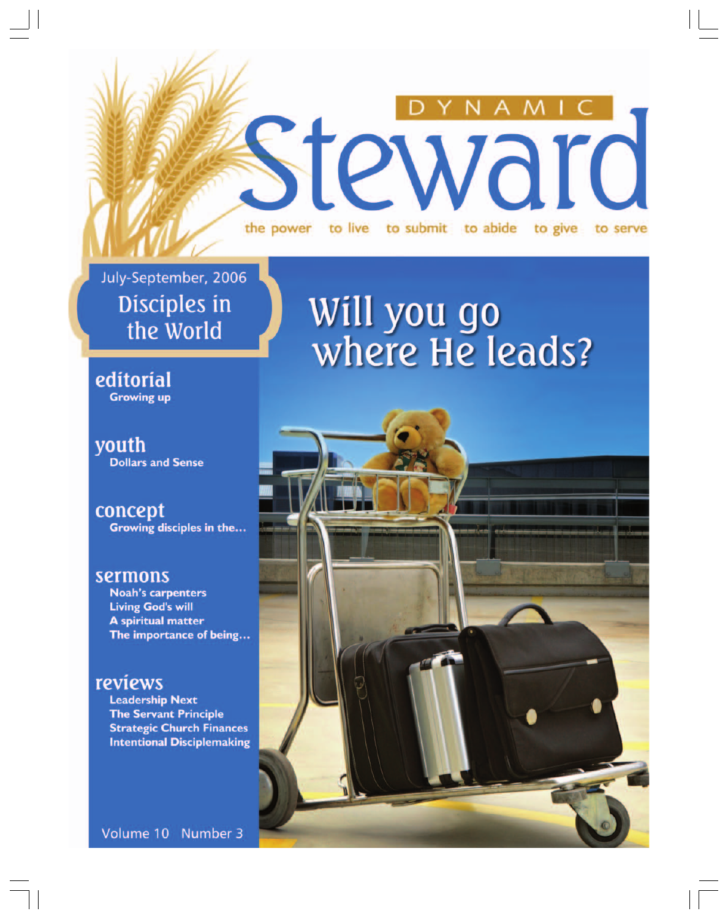# DYNAMIC Steward

the power to live to submit to abide to give to serve

July-September, 2006

## Disciples in the World

## Will you go where He leads?

### editorial
Growing up

### youth
Dollars and Sense

### concept
Growing disciples in the...

### sermons
Noah's carpenters
Living God's will
A spiritual matter
The importance of being...

### reviews
Leadership Next
The Servant Principle
Strategic Church Finances
Intentional Disciplemaking

Volume 10 Number 3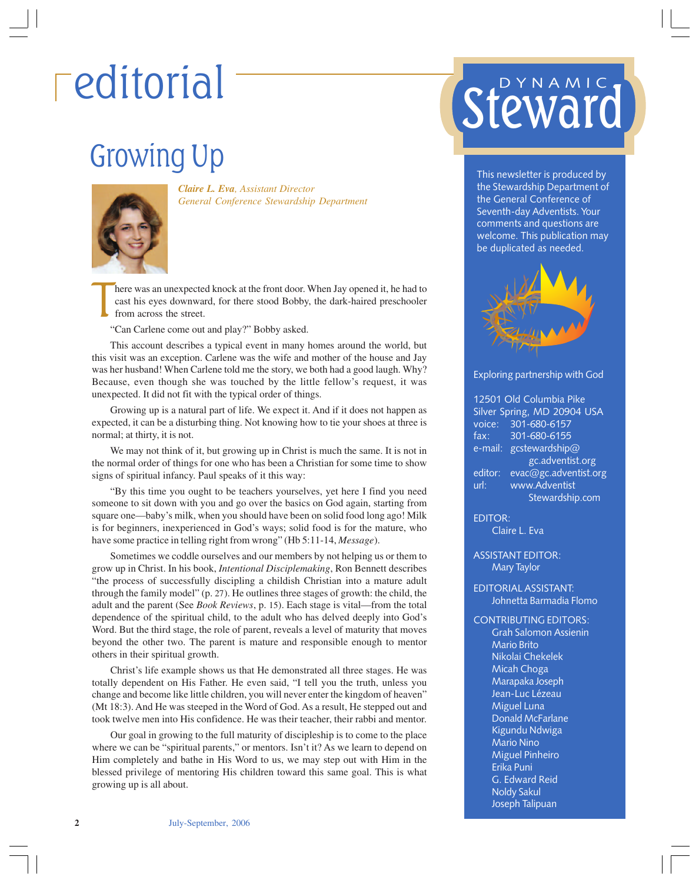# editorial

## Growing Up

***Claire L. Eva**, Assistant Director*
*General Conference Stewardship Department*

There was an unexpected knock at the front door. When Jay opened it, he had to cast his eyes downward, for there stood Bobby, the dark-haired preschooler from across the street.

"Can Carlene come out and play?" Bobby asked.

This account describes a typical event in many homes around the world, but this visit was an exception. Carlene was the wife and mother of the house and Jay was her husband! When Carlene told me the story, we both had a good laugh. Why? Because, even though she was touched by the little fellow's request, it was unexpected. It did not fit with the typical order of things.

Growing up is a natural part of life. We expect it. And if it does not happen as expected, it can be a disturbing thing. Not knowing how to tie your shoes at three is normal; at thirty, it is not.

We may not think of it, but growing up in Christ is much the same. It is not in the normal order of things for one who has been a Christian for some time to show signs of spiritual infancy. Paul speaks of it this way:

"By this time you ought to be teachers yourselves, yet here I find you need someone to sit down with you and go over the basics on God again, starting from square one—baby's milk, when you should have been on solid food long ago! Milk is for beginners, inexperienced in God's ways; solid food is for the mature, who have some practice in telling right from wrong" (Hb 5:11-14, *Message*).

Sometimes we coddle ourselves and our members by not helping us or them to grow up in Christ. In his book, *Intentional Disciplemaking*, Ron Bennett describes "the process of successfully discipling a childish Christian into a mature adult through the family model" (p. 27). He outlines three stages of growth: the child, the adult and the parent (See *Book Reviews*, p. 15). Each stage is vital—from the total dependence of the spiritual child, to the adult who has delved deeply into God's Word. But the third stage, the role of parent, reveals a level of maturity that moves beyond the other two. The parent is mature and responsible enough to mentor others in their spiritual growth.

Christ's life example shows us that He demonstrated all three stages. He was totally dependent on His Father. He even said, "I tell you the truth, unless you change and become like little children, you will never enter the kingdom of heaven" (Mt 18:3). And He was steeped in the Word of God. As a result, He stepped out and took twelve men into His confidence. He was their teacher, their rabbi and mentor.

Our goal in growing to the full maturity of discipleship is to come to the place where we can be "spiritual parents," or mentors. Isn't it? As we learn to depend on Him completely and bathe in His Word to us, we may step out with Him in the blessed privilege of mentoring His children toward this same goal. This is what growing up is all about.

---

**DYNAMIC Steward**

This newsletter is produced by the Stewardship Department of the General Conference of Seventh-day Adventists. Your comments and questions are welcome. This publication may be duplicated as needed.

Exploring partnership with God

12501 Old Columbia Pike
Silver Spring, MD 20904 USA
voice: 301-680-6157
fax: 301-680-6155
e-mail: gcstewardship@gc.adventist.org
editor: evac@gc.adventist.org
url: www.AdventistStewardship.com

EDITOR:
Claire L. Eva

ASSISTANT EDITOR:
Mary Taylor

EDITORIAL ASSISTANT:
Johnetta Barmadia Flomo

CONTRIBUTING EDITORS:
Grah Salomon Assienin
Mario Brito
Nikolai Chekelek
Micah Choga
Marapaka Joseph
Jean-Luc Lézeau
Miguel Luna
Donald McFarlane
Kigundu Ndwiga
Mario Nino
Miguel Pinheiro
Erika Puni
G. Edward Reid
Noldy Sakul
Joseph Talipuan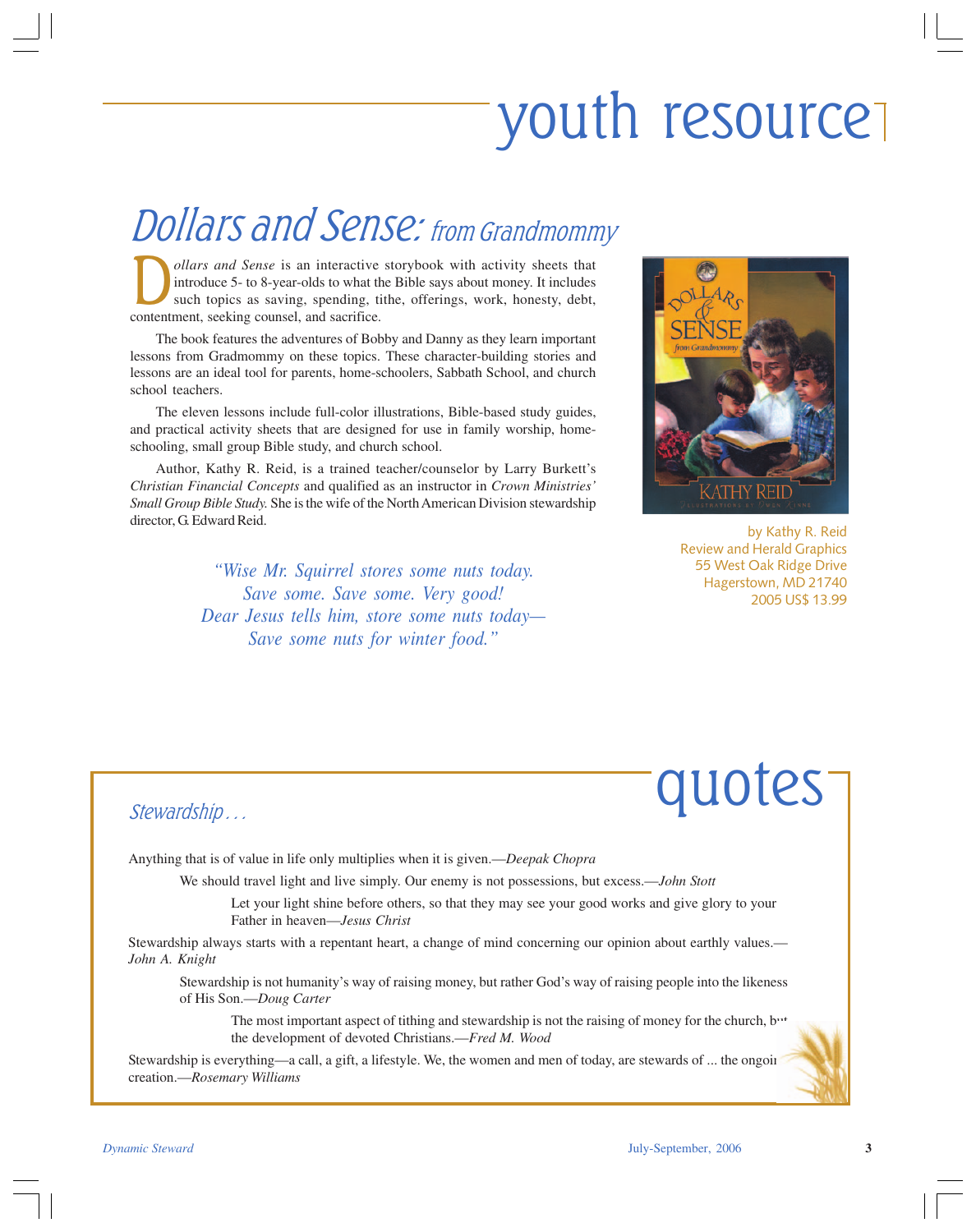# youth resource

## *Dollars and Sense: from Grandmommy*

*Dollars and Sense* is an interactive storybook with activity sheets that introduce 5- to 8-year-olds to what the Bible says about money. It includes such topics as saving, spending, tithe, offerings, work, honesty, debt, contentment, seeking counsel, and sacrifice.

The book features the adventures of Bobby and Danny as they learn important lessons from Gradmommy on these topics. These character-building stories and lessons are an ideal tool for parents, home-schoolers, Sabbath School, and church school teachers.

The eleven lessons include full-color illustrations, Bible-based study guides, and practical activity sheets that are designed for use in family worship, home-schooling, small group Bible study, and church school.

Author, Kathy R. Reid, is a trained teacher/counselor by Larry Burkett's *Christian Financial Concepts* and qualified as an instructor in *Crown Ministries' Small Group Bible Study.* She is the wife of the North American Division stewardship director, G. Edward Reid.

*"Wise Mr. Squirrel stores some nuts today.*
*Save some. Save some. Very good!*
*Dear Jesus tells him, store some nuts today—*
*Save some nuts for winter food."*

by Kathy R. Reid
Review and Herald Graphics
55 West Oak Ridge Drive
Hagerstown, MD 21740
2005 US$ 13.99

# quotes

*Stewardship . . .*

Anything that is of value in life only multiplies when it is given.—*Deepak Chopra*

We should travel light and live simply. Our enemy is not possessions, but excess.—*John Stott*

Let your light shine before others, so that they may see your good works and give glory to your Father in heaven—*Jesus Christ*

Stewardship always starts with a repentant heart, a change of mind concerning our opinion about earthly values.—*John A. Knight*

Stewardship is not humanity's way of raising money, but rather God's way of raising people into the likeness of His Son.—*Doug Carter*

The most important aspect of tithing and stewardship is not the raising of money for the church, but the development of devoted Christians.—*Fred M. Wood*

Stewardship is everything—a call, a gift, a lifestyle. We, the women and men of today, are stewards of ... the ongoing creation.—*Rosemary Williams*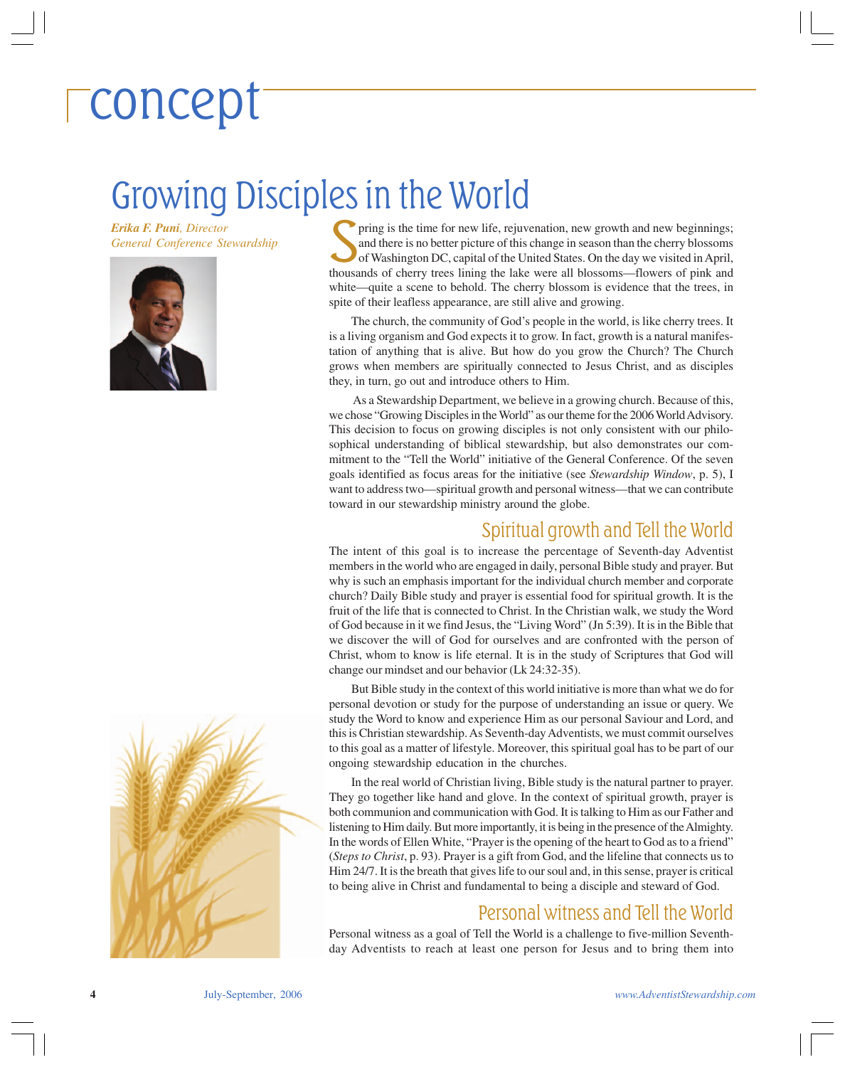# concept

## Growing Disciples in the World

*Erika F. Puni, Director*
*General Conference Stewardship*

Spring is the time for new life, rejuvenation, new growth and new beginnings; and there is no better picture of this change in season than the cherry blossoms of Washington DC, capital of the United States. On the day we visited in April, thousands of cherry trees lining the lake were all blossoms—flowers of pink and white—quite a scene to behold. The cherry blossom is evidence that the trees, in spite of their leafless appearance, are still alive and growing.

The church, the community of God's people in the world, is like cherry trees. It is a living organism and God expects it to grow. In fact, growth is a natural manifestation of anything that is alive. But how do you grow the Church? The Church grows when members are spiritually connected to Jesus Christ, and as disciples they, in turn, go out and introduce others to Him.

As a Stewardship Department, we believe in a growing church. Because of this, we chose "Growing Disciples in the World" as our theme for the 2006 World Advisory. This decision to focus on growing disciples is not only consistent with our philosophical understanding of biblical stewardship, but also demonstrates our commitment to the "Tell the World" initiative of the General Conference. Of the seven goals identified as focus areas for the initiative (see *Stewardship Window*, p. 5), I want to address two—spiritual growth and personal witness—that we can contribute toward in our stewardship ministry around the globe.

### Spiritual growth and Tell the World

The intent of this goal is to increase the percentage of Seventh-day Adventist members in the world who are engaged in daily, personal Bible study and prayer. But why is such an emphasis important for the individual church member and corporate church? Daily Bible study and prayer is essential food for spiritual growth. It is the fruit of the life that is connected to Christ. In the Christian walk, we study the Word of God because in it we find Jesus, the "Living Word" (Jn 5:39). It is in the Bible that we discover the will of God for ourselves and are confronted with the person of Christ, whom to know is life eternal. It is in the study of Scriptures that God will change our mindset and our behavior (Lk 24:32-35).

But Bible study in the context of this world initiative is more than what we do for personal devotion or study for the purpose of understanding an issue or query. We study the Word to know and experience Him as our personal Saviour and Lord, and this is Christian stewardship. As Seventh-day Adventists, we must commit ourselves to this goal as a matter of lifestyle. Moreover, this spiritual goal has to be part of our ongoing stewardship education in the churches.

In the real world of Christian living, Bible study is the natural partner to prayer. They go together like hand and glove. In the context of spiritual growth, prayer is both communion and communication with God. It is talking to Him as our Father and listening to Him daily. But more importantly, it is being in the presence of the Almighty. In the words of Ellen White, "Prayer is the opening of the heart to God as to a friend" (*Steps to Christ*, p. 93). Prayer is a gift from God, and the lifeline that connects us to Him 24/7. It is the breath that gives life to our soul and, in this sense, prayer is critical to being alive in Christ and fundamental to being a disciple and steward of God.

### Personal witness and Tell the World

Personal witness as a goal of Tell the World is a challenge to five-million Seventh-day Adventists to reach at least one person for Jesus and to bring them into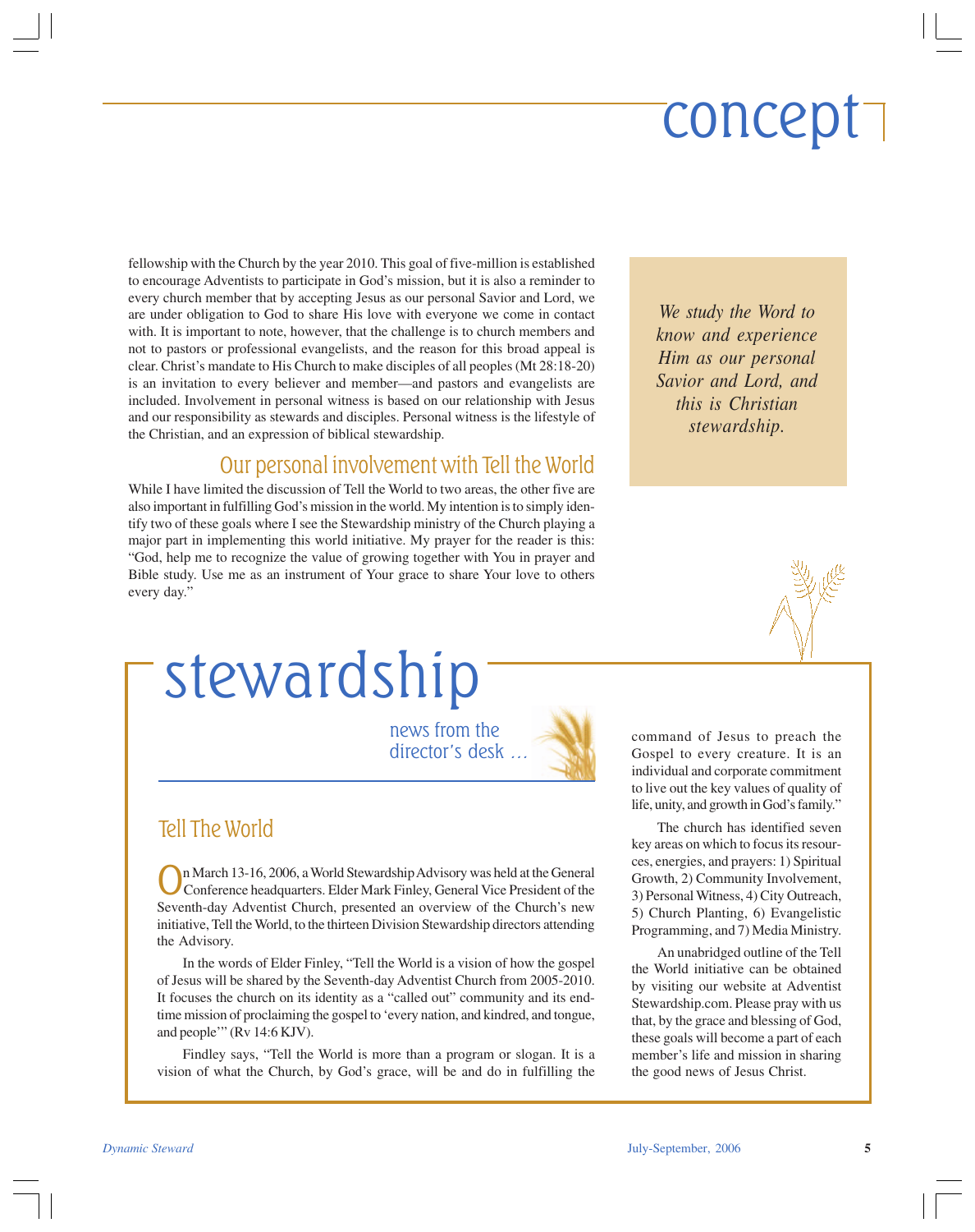# concept

fellowship with the Church by the year 2010. This goal of five-million is established to encourage Adventists to participate in God's mission, but it is also a reminder to every church member that by accepting Jesus as our personal Savior and Lord, we are under obligation to God to share His love with everyone we come in contact with. It is important to note, however, that the challenge is to church members and not to pastors or professional evangelists, and the reason for this broad appeal is clear. Christ's mandate to His Church to make disciples of all peoples (Mt 28:18-20) is an invitation to every believer and member—and pastors and evangelists are included. Involvement in personal witness is based on our relationship with Jesus and our responsibility as stewards and disciples. Personal witness is the lifestyle of the Christian, and an expression of biblical stewardship.

*We study the Word to know and experience Him as our personal Savior and Lord, and this is Christian stewardship.*

## Our personal involvement with Tell the World

While I have limited the discussion of Tell the World to two areas, the other five are also important in fulfilling God's mission in the world. My intention is to simply identify two of these goals where I see the Stewardship ministry of the Church playing a major part in implementing this world initiative. My prayer for the reader is this: "God, help me to recognize the value of growing together with You in prayer and Bible study. Use me as an instrument of Your grace to share Your love to others every day."

# stewardship

news from the director's desk ...

## Tell The World

On March 13-16, 2006, a World Stewardship Advisory was held at the General Conference headquarters. Elder Mark Finley, General Vice President of the Seventh-day Adventist Church, presented an overview of the Church's new initiative, Tell the World, to the thirteen Division Stewardship directors attending the Advisory.

In the words of Elder Finley, "Tell the World is a vision of how the gospel of Jesus will be shared by the Seventh-day Adventist Church from 2005-2010. It focuses the church on its identity as a "called out" community and its end-time mission of proclaiming the gospel to 'every nation, and kindred, and tongue, and people'" (Rv 14:6 KJV).

Findley says, "Tell the World is more than a program or slogan. It is a vision of what the Church, by God's grace, will be and do in fulfilling the command of Jesus to preach the Gospel to every creature. It is an individual and corporate commitment to live out the key values of quality of life, unity, and growth in God's family."

The church has identified seven key areas on which to focus its resources, energies, and prayers: 1) Spiritual Growth, 2) Community Involvement, 3) Personal Witness, 4) City Outreach, 5) Church Planting, 6) Evangelistic Programming, and 7) Media Ministry.

An unabridged outline of the Tell the World initiative can be obtained by visiting our website at Adventist Stewardship.com. Please pray with us that, by the grace and blessing of God, these goals will become a part of each member's life and mission in sharing the good news of Jesus Christ.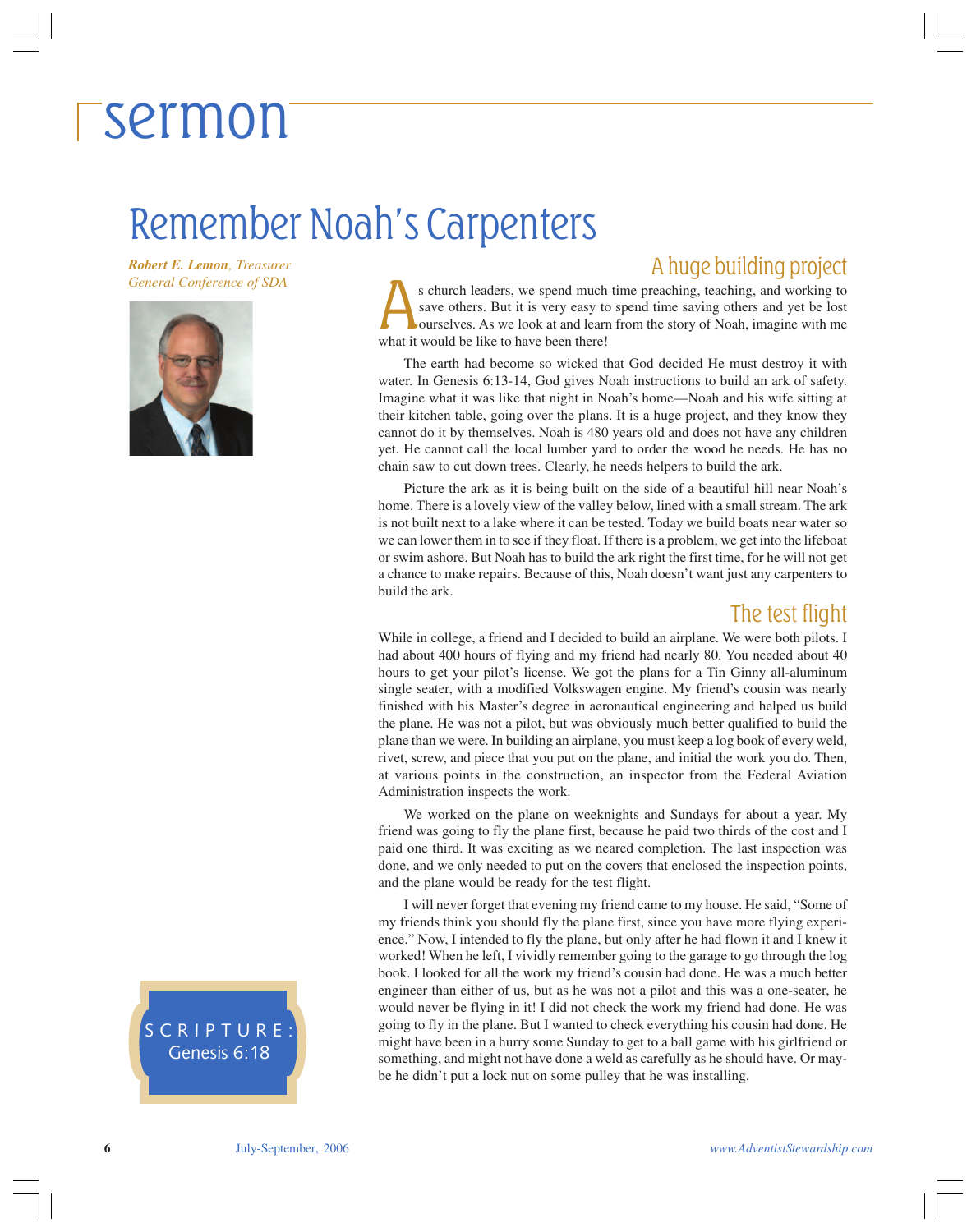# sermon

## Remember Noah's Carpenters

*Robert E. Lemon, Treasurer General Conference of SDA*

SCRIPTURE: Genesis 6:18

### A huge building project

As church leaders, we spend much time preaching, teaching, and working to save others. But it is very easy to spend time saving others and yet be lost ourselves. As we look at and learn from the story of Noah, imagine with me what it would be like to have been there!

The earth had become so wicked that God decided He must destroy it with water. In Genesis 6:13-14, God gives Noah instructions to build an ark of safety. Imagine what it was like that night in Noah's home—Noah and his wife sitting at their kitchen table, going over the plans. It is a huge project, and they know they cannot do it by themselves. Noah is 480 years old and does not have any children yet. He cannot call the local lumber yard to order the wood he needs. He has no chain saw to cut down trees. Clearly, he needs helpers to build the ark.

Picture the ark as it is being built on the side of a beautiful hill near Noah's home. There is a lovely view of the valley below, lined with a small stream. The ark is not built next to a lake where it can be tested. Today we build boats near water so we can lower them in to see if they float. If there is a problem, we get into the lifeboat or swim ashore. But Noah has to build the ark right the first time, for he will not get a chance to make repairs. Because of this, Noah doesn't want just any carpenters to build the ark.

### The test flight

While in college, a friend and I decided to build an airplane. We were both pilots. I had about 400 hours of flying and my friend had nearly 80. You needed about 40 hours to get your pilot's license. We got the plans for a Tin Ginny all-aluminum single seater, with a modified Volkswagen engine. My friend's cousin was nearly finished with his Master's degree in aeronautical engineering and helped us build the plane. He was not a pilot, but was obviously much better qualified to build the plane than we were. In building an airplane, you must keep a log book of every weld, rivet, screw, and piece that you put on the plane, and initial the work you do. Then, at various points in the construction, an inspector from the Federal Aviation Administration inspects the work.

We worked on the plane on weeknights and Sundays for about a year. My friend was going to fly the plane first, because he paid two thirds of the cost and I paid one third. It was exciting as we neared completion. The last inspection was done, and we only needed to put on the covers that enclosed the inspection points, and the plane would be ready for the test flight.

I will never forget that evening my friend came to my house. He said, "Some of my friends think you should fly the plane first, since you have more flying experience." Now, I intended to fly the plane, but only after he had flown it and I knew it worked! When he left, I vividly remember going to the garage to go through the log book. I looked for all the work my friend's cousin had done. He was a much better engineer than either of us, but as he was not a pilot and this was a one-seater, he would never be flying in it! I did not check the work my friend had done. He was going to fly in the plane. But I wanted to check everything his cousin had done. He might have been in a hurry some Sunday to get to a ball game with his girlfriend or something, and might not have done a weld as carefully as he should have. Or maybe he didn't put a lock nut on some pulley that he was installing.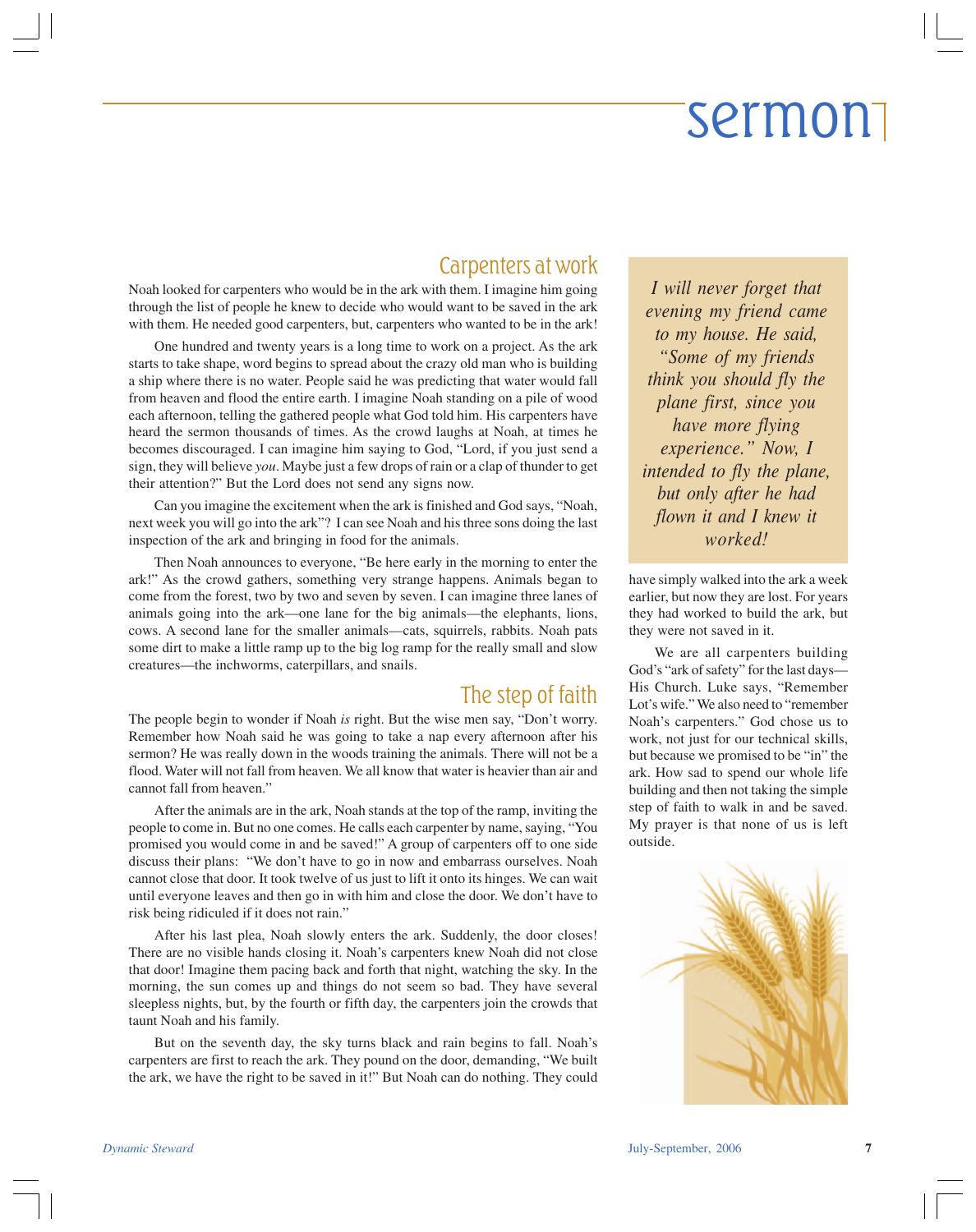# sermon

## Carpenters at work

Noah looked for carpenters who would be in the ark with them. I imagine him going through the list of people he knew to decide who would want to be saved in the ark with them. He needed good carpenters, but, carpenters who wanted to be in the ark!

One hundred and twenty years is a long time to work on a project. As the ark starts to take shape, word begins to spread about the crazy old man who is building a ship where there is no water. People said he was predicting that water would fall from heaven and flood the entire earth. I imagine Noah standing on a pile of wood each afternoon, telling the gathered people what God told him. His carpenters have heard the sermon thousands of times. As the crowd laughs at Noah, at times he becomes discouraged. I can imagine him saying to God, "Lord, if you just send a sign, they will believe *you*. Maybe just a few drops of rain or a clap of thunder to get their attention?" But the Lord does not send any signs now.

Can you imagine the excitement when the ark is finished and God says, "Noah, next week you will go into the ark"? I can see Noah and his three sons doing the last inspection of the ark and bringing in food for the animals.

Then Noah announces to everyone, "Be here early in the morning to enter the ark!" As the crowd gathers, something very strange happens. Animals began to come from the forest, two by two and seven by seven. I can imagine three lanes of animals going into the ark—one lane for the big animals—the elephants, lions, cows. A second lane for the smaller animals—cats, squirrels, rabbits. Noah pats some dirt to make a little ramp up to the big log ramp for the really small and slow creatures—the inchworms, caterpillars, and snails.

## The step of faith

The people begin to wonder if Noah *is* right. But the wise men say, "Don't worry. Remember how Noah said he was going to take a nap every afternoon after his sermon? He was really down in the woods training the animals. There will not be a flood. Water will not fall from heaven. We all know that water is heavier than air and cannot fall from heaven."

After the animals are in the ark, Noah stands at the top of the ramp, inviting the people to come in. But no one comes. He calls each carpenter by name, saying, "You promised you would come in and be saved!" A group of carpenters off to one side discuss their plans: "We don't have to go in now and embarrass ourselves. Noah cannot close that door. It took twelve of us just to lift it onto its hinges. We can wait until everyone leaves and then go in with him and close the door. We don't have to risk being ridiculed if it does not rain."

After his last plea, Noah slowly enters the ark. Suddenly, the door closes! There are no visible hands closing it. Noah's carpenters knew Noah did not close that door! Imagine them pacing back and forth that night, watching the sky. In the morning, the sun comes up and things do not seem so bad. They have several sleepless nights, but, by the fourth or fifth day, the carpenters join the crowds that taunt Noah and his family.

But on the seventh day, the sky turns black and rain begins to fall. Noah's carpenters are first to reach the ark. They pound on the door, demanding, "We built the ark, we have the right to be saved in it!" But Noah can do nothing. They could have simply walked into the ark a week earlier, but now they are lost. For years they had worked to build the ark, but they were not saved in it.

We are all carpenters building God's "ark of safety" for the last days—His Church. Luke says, "Remember Lot's wife." We also need to "remember Noah's carpenters." God chose us to work, not just for our technical skills, but because we promised to be "in" the ark. How sad to spend our whole life building and then not taking the simple step of faith to walk in and be saved. My prayer is that none of us is left outside.

> *I will never forget that evening my friend came to my house. He said, "Some of my friends think you should fly the plane first, since you have more flying experience." Now, I intended to fly the plane, but only after he had flown it and I knew it worked!*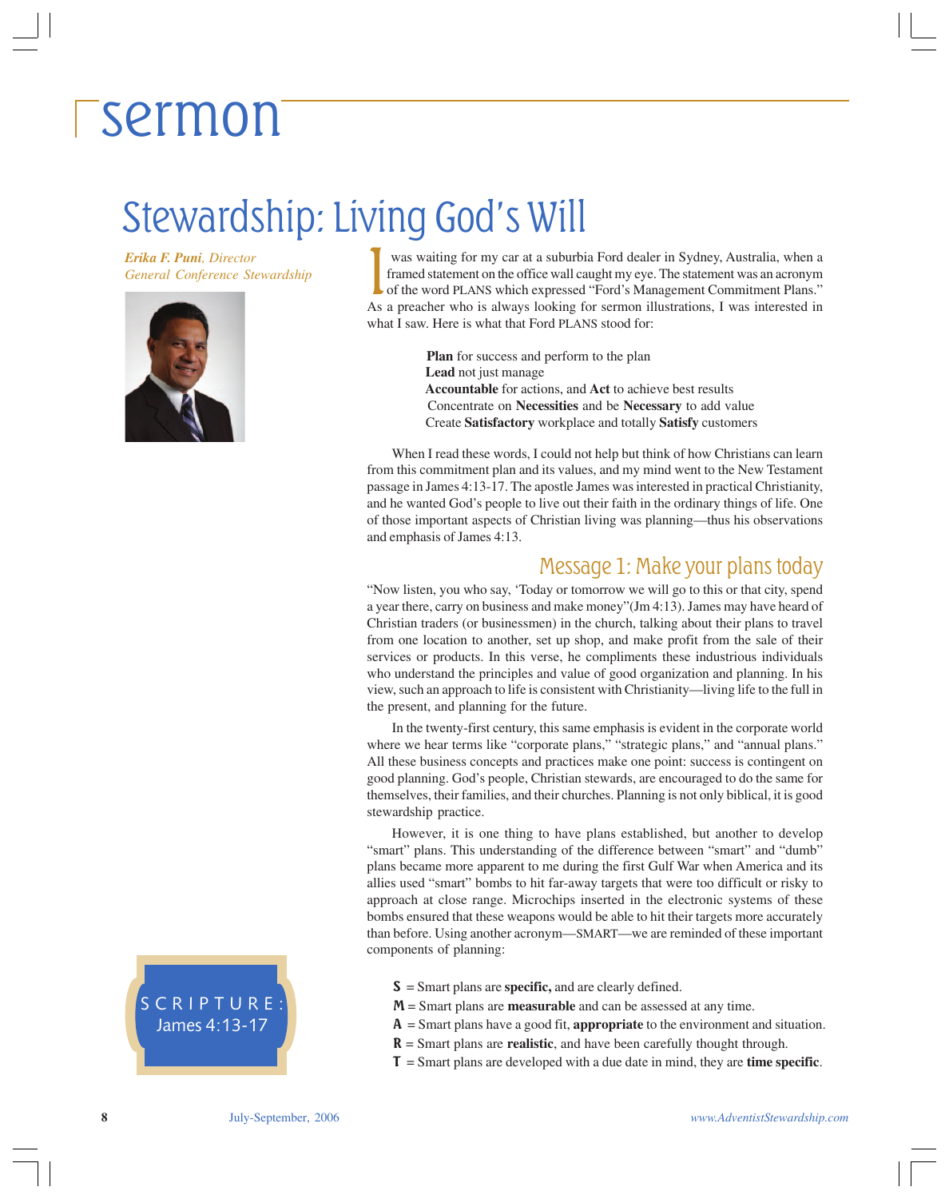# sermon

## Stewardship: Living God's Will

***Erika F. Puni**, Director*
*General Conference Stewardship*

SCRIPTURE:
James 4:13-17

I was waiting for my car at a suburbia Ford dealer in Sydney, Australia, when a framed statement on the office wall caught my eye. The statement was an acronym of the word PLANS which expressed "Ford's Management Commitment Plans." As a preacher who is always looking for sermon illustrations, I was interested in what I saw. Here is what that Ford PLANS stood for:

> **Plan** for success and perform to the plan
> **Lead** not just manage
> **Accountable** for actions, and **Act** to achieve best results
> Concentrate on **Necessities** and be **Necessary** to add value
> Create **Satisfactory** workplace and totally **Satisfy** customers

When I read these words, I could not help but think of how Christians can learn from this commitment plan and its values, and my mind went to the New Testament passage in James 4:13-17. The apostle James was interested in practical Christianity, and he wanted God's people to live out their faith in the ordinary things of life. One of those important aspects of Christian living was planning—thus his observations and emphasis of James 4:13.

### Message 1: Make your plans today

"Now listen, you who say, 'Today or tomorrow we will go to this or that city, spend a year there, carry on business and make money"(Jm 4:13). James may have heard of Christian traders (or businessmen) in the church, talking about their plans to travel from one location to another, set up shop, and make profit from the sale of their services or products. In this verse, he compliments these industrious individuals who understand the principles and value of good organization and planning. In his view, such an approach to life is consistent with Christianity—living life to the full in the present, and planning for the future.

In the twenty-first century, this same emphasis is evident in the corporate world where we hear terms like "corporate plans," "strategic plans," and "annual plans." All these business concepts and practices make one point: success is contingent on good planning. God's people, Christian stewards, are encouraged to do the same for themselves, their families, and their churches. Planning is not only biblical, it is good stewardship practice.

However, it is one thing to have plans established, but another to develop "smart" plans. This understanding of the difference between "smart" and "dumb" plans became more apparent to me during the first Gulf War when America and its allies used "smart" bombs to hit far-away targets that were too difficult or risky to approach at close range. Microchips inserted in the electronic systems of these bombs ensured that these weapons would be able to hit their targets more accurately than before. Using another acronym—SMART—we are reminded of these important components of planning:

- **S** = Smart plans are **specific,** and are clearly defined.
- **M** = Smart plans are **measurable** and can be assessed at any time.
- **A** = Smart plans have a good fit, **appropriate** to the environment and situation.
- **R** = Smart plans are **realistic**, and have been carefully thought through.
- **T** = Smart plans are developed with a due date in mind, they are **time specific**.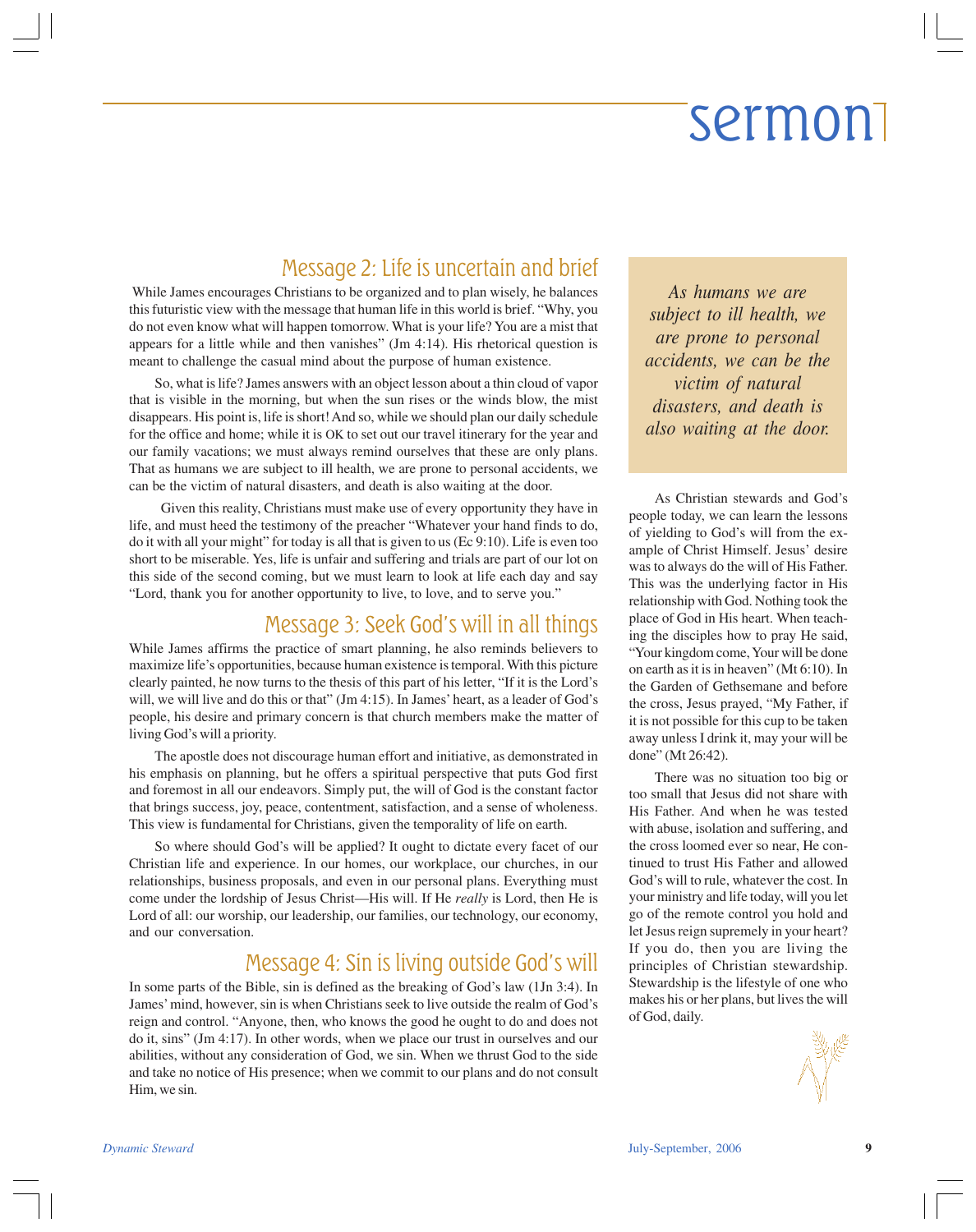## Message 2: Life is uncertain and brief

While James encourages Christians to be organized and to plan wisely, he balances this futuristic view with the message that human life in this world is brief. "Why, you do not even know what will happen tomorrow. What is your life? You are a mist that appears for a little while and then vanishes" (Jm 4:14). His rhetorical question is meant to challenge the casual mind about the purpose of human existence.

So, what is life? James answers with an object lesson about a thin cloud of vapor that is visible in the morning, but when the sun rises or the winds blow, the mist disappears. His point is, life is short! And so, while we should plan our daily schedule for the office and home; while it is OK to set out our travel itinerary for the year and our family vacations; we must always remind ourselves that these are only plans. That as humans we are subject to ill health, we are prone to personal accidents, we can be the victim of natural disasters, and death is also waiting at the door.

Given this reality, Christians must make use of every opportunity they have in life, and must heed the testimony of the preacher "Whatever your hand finds to do, do it with all your might" for today is all that is given to us (Ec 9:10). Life is even too short to be miserable. Yes, life is unfair and suffering and trials are part of our lot on this side of the second coming, but we must learn to look at life each day and say "Lord, thank you for another opportunity to live, to love, and to serve you."

## Message 3: Seek God's will in all things

While James affirms the practice of smart planning, he also reminds believers to maximize life's opportunities, because human existence is temporal. With this picture clearly painted, he now turns to the thesis of this part of his letter, "If it is the Lord's will, we will live and do this or that" (Jm 4:15). In James' heart, as a leader of God's people, his desire and primary concern is that church members make the matter of living God's will a priority.

The apostle does not discourage human effort and initiative, as demonstrated in his emphasis on planning, but he offers a spiritual perspective that puts God first and foremost in all our endeavors. Simply put, the will of God is the constant factor that brings success, joy, peace, contentment, satisfaction, and a sense of wholeness. This view is fundamental for Christians, given the temporality of life on earth.

So where should God's will be applied? It ought to dictate every facet of our Christian life and experience. In our homes, our workplace, our churches, in our relationships, business proposals, and even in our personal plans. Everything must come under the lordship of Jesus Christ—His will. If He *really* is Lord, then He is Lord of all: our worship, our leadership, our families, our technology, our economy, and our conversation.

## Message 4: Sin is living outside God's will

In some parts of the Bible, sin is defined as the breaking of God's law (1Jn 3:4). In James' mind, however, sin is when Christians seek to live outside the realm of God's reign and control. "Anyone, then, who knows the good he ought to do and does not do it, sins" (Jm 4:17). In other words, when we place our trust in ourselves and our abilities, without any consideration of God, we sin. When we thrust God to the side and take no notice of His presence; when we commit to our plans and do not consult Him, we sin.

> *As humans we are subject to ill health, we are prone to personal accidents, we can be the victim of natural disasters, and death is also waiting at the door.*

As Christian stewards and God's people today, we can learn the lessons of yielding to God's will from the example of Christ Himself. Jesus' desire was to always do the will of His Father. This was the underlying factor in His relationship with God. Nothing took the place of God in His heart. When teaching the disciples how to pray He said, "Your kingdom come, Your will be done on earth as it is in heaven" (Mt 6:10). In the Garden of Gethsemane and before the cross, Jesus prayed, "My Father, if it is not possible for this cup to be taken away unless I drink it, may your will be done" (Mt 26:42).

There was no situation too big or too small that Jesus did not share with His Father. And when he was tested with abuse, isolation and suffering, and the cross loomed ever so near, He continued to trust His Father and allowed God's will to rule, whatever the cost. In your ministry and life today, will you let go of the remote control you hold and let Jesus reign supremely in your heart? If you do, then you are living the principles of Christian stewardship. Stewardship is the lifestyle of one who makes his or her plans, but lives the will of God, daily.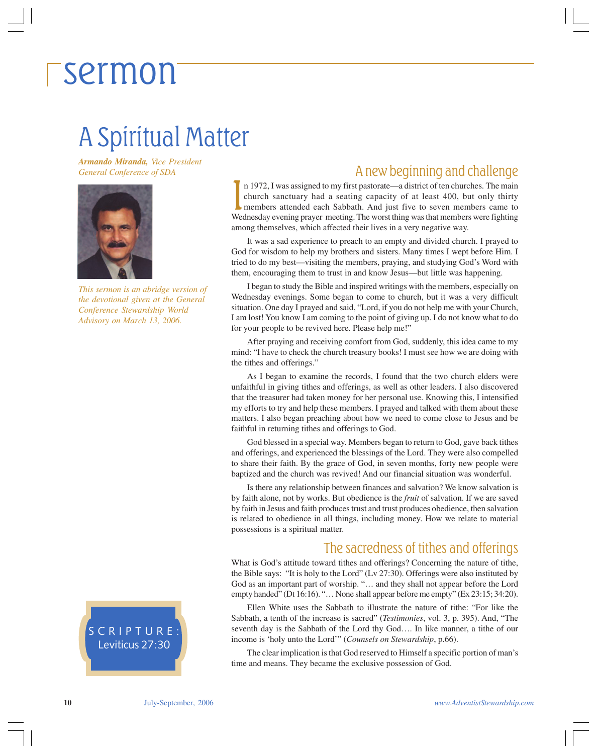# sermon

## A Spiritual Matter

***Armando Miranda,*** *Vice President General Conference of SDA*

*This sermon is an abridge version of the devotional given at the General Conference Stewardship World Advisory on March 13, 2006.*

SCRIPTURE: Leviticus 27:30

### A new beginning and challenge

In 1972, I was assigned to my first pastorate—a district of ten churches. The main church sanctuary had a seating capacity of at least 400, but only thirty members attended each Sabbath. And just five to seven members came to Wednesday evening prayer meeting. The worst thing was that members were fighting among themselves, which affected their lives in a very negative way.

It was a sad experience to preach to an empty and divided church. I prayed to God for wisdom to help my brothers and sisters. Many times I wept before Him. I tried to do my best—visiting the members, praying, and studying God's Word with them, encouraging them to trust in and know Jesus—but little was happening.

I began to study the Bible and inspired writings with the members, especially on Wednesday evenings. Some began to come to church, but it was a very difficult situation. One day I prayed and said, "Lord, if you do not help me with your Church, I am lost! You know I am coming to the point of giving up. I do not know what to do for your people to be revived here. Please help me!"

After praying and receiving comfort from God, suddenly, this idea came to my mind: "I have to check the church treasury books! I must see how we are doing with the tithes and offerings."

As I began to examine the records, I found that the two church elders were unfaithful in giving tithes and offerings, as well as other leaders. I also discovered that the treasurer had taken money for her personal use. Knowing this, I intensified my efforts to try and help these members. I prayed and talked with them about these matters. I also began preaching about how we need to come close to Jesus and be faithful in returning tithes and offerings to God.

God blessed in a special way. Members began to return to God, gave back tithes and offerings, and experienced the blessings of the Lord. They were also compelled to share their faith. By the grace of God, in seven months, forty new people were baptized and the church was revived! And our financial situation was wonderful.

Is there any relationship between finances and salvation? We know salvation is by faith alone, not by works. But obedience is the *fruit* of salvation. If we are saved by faith in Jesus and faith produces trust and trust produces obedience, then salvation is related to obedience in all things, including money. How we relate to material possessions is a spiritual matter.

### The sacredness of tithes and offerings

What is God's attitude toward tithes and offerings? Concerning the nature of tithe, the Bible says: "It is holy to the Lord" (Lv 27:30). Offerings were also instituted by God as an important part of worship. "… and they shall not appear before the Lord empty handed" (Dt 16:16). "… None shall appear before me empty" (Ex 23:15; 34:20).

Ellen White uses the Sabbath to illustrate the nature of tithe: "For like the Sabbath, a tenth of the increase is sacred" (*Testimonies*, vol. 3, p. 395). And, "The seventh day is the Sabbath of the Lord thy God…. In like manner, a tithe of our income is 'holy unto the Lord'" (*Counsels on Stewardship*, p.66).

The clear implication is that God reserved to Himself a specific portion of man's time and means. They became the exclusive possession of God.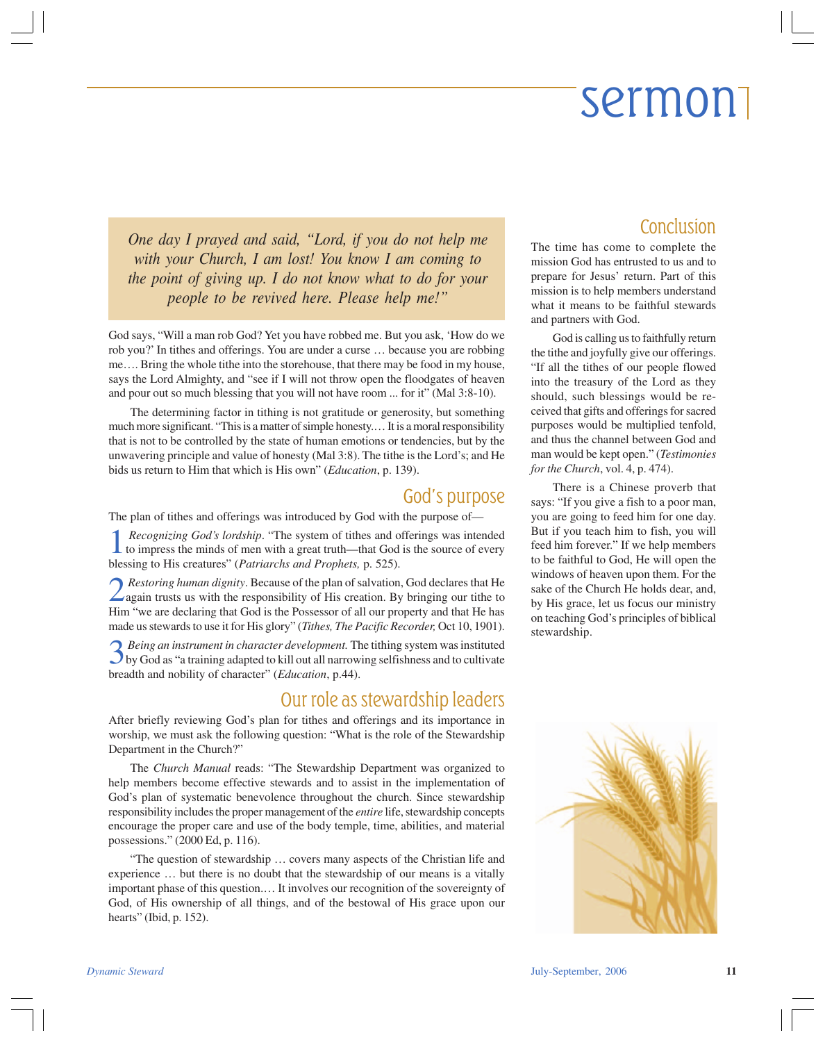*One day I prayed and said, "Lord, if you do not help me with your Church, I am lost! You know I am coming to the point of giving up. I do not know what to do for your people to be revived here. Please help me!"*

God says, "Will a man rob God? Yet you have robbed me. But you ask, 'How do we rob you?' In tithes and offerings. You are under a curse … because you are robbing me…. Bring the whole tithe into the storehouse, that there may be food in my house, says the Lord Almighty, and "see if I will not throw open the floodgates of heaven and pour out so much blessing that you will not have room ... for it" (Mal 3:8-10).

The determining factor in tithing is not gratitude or generosity, but something much more significant. "This is a matter of simple honesty.… It is a moral responsibility that is not to be controlled by the state of human emotions or tendencies, but by the unwavering principle and value of honesty (Mal 3:8). The tithe is the Lord's; and He bids us return to Him that which is His own" (*Education*, p. 139).

## God's purpose

The plan of tithes and offerings was introduced by God with the purpose of—

1. *Recognizing God's lordship*. "The system of tithes and offerings was intended to impress the minds of men with a great truth—that God is the source of every blessing to His creatures" (*Patriarchs and Prophets,* p. 525).

2. *Restoring human dignity*. Because of the plan of salvation, God declares that He again trusts us with the responsibility of His creation. By bringing our tithe to Him "we are declaring that God is the Possessor of all our property and that He has made us stewards to use it for His glory" (*Tithes, The Pacific Recorder,* Oct 10, 1901).

3. *Being an instrument in character development.* The tithing system was instituted by God as "a training adapted to kill out all narrowing selfishness and to cultivate breadth and nobility of character" (*Education*, p.44).

## Our role as stewardship leaders

After briefly reviewing God's plan for tithes and offerings and its importance in worship, we must ask the following question: "What is the role of the Stewardship Department in the Church?"

The *Church Manual* reads: "The Stewardship Department was organized to help members become effective stewards and to assist in the implementation of God's plan of systematic benevolence throughout the church. Since stewardship responsibility includes the proper management of the *entire* life, stewardship concepts encourage the proper care and use of the body temple, time, abilities, and material possessions." (2000 Ed, p. 116).

"The question of stewardship … covers many aspects of the Christian life and experience … but there is no doubt that the stewardship of our means is a vitally important phase of this question.… It involves our recognition of the sovereignty of God, of His ownership of all things, and of the bestowal of His grace upon our hearts" (Ibid, p. 152).

## Conclusion

The time has come to complete the mission God has entrusted to us and to prepare for Jesus' return. Part of this mission is to help members understand what it means to be faithful stewards and partners with God.

God is calling us to faithfully return the tithe and joyfully give our offerings. "If all the tithes of our people flowed into the treasury of the Lord as they should, such blessings would be received that gifts and offerings for sacred purposes would be multiplied tenfold, and thus the channel between God and man would be kept open." (*Testimonies for the Church*, vol. 4, p. 474).

There is a Chinese proverb that says: "If you give a fish to a poor man, you are going to feed him for one day. But if you teach him to fish, you will feed him forever." If we help members to be faithful to God, He will open the windows of heaven upon them. For the sake of the Church He holds dear, and, by His grace, let us focus our ministry on teaching God's principles of biblical stewardship.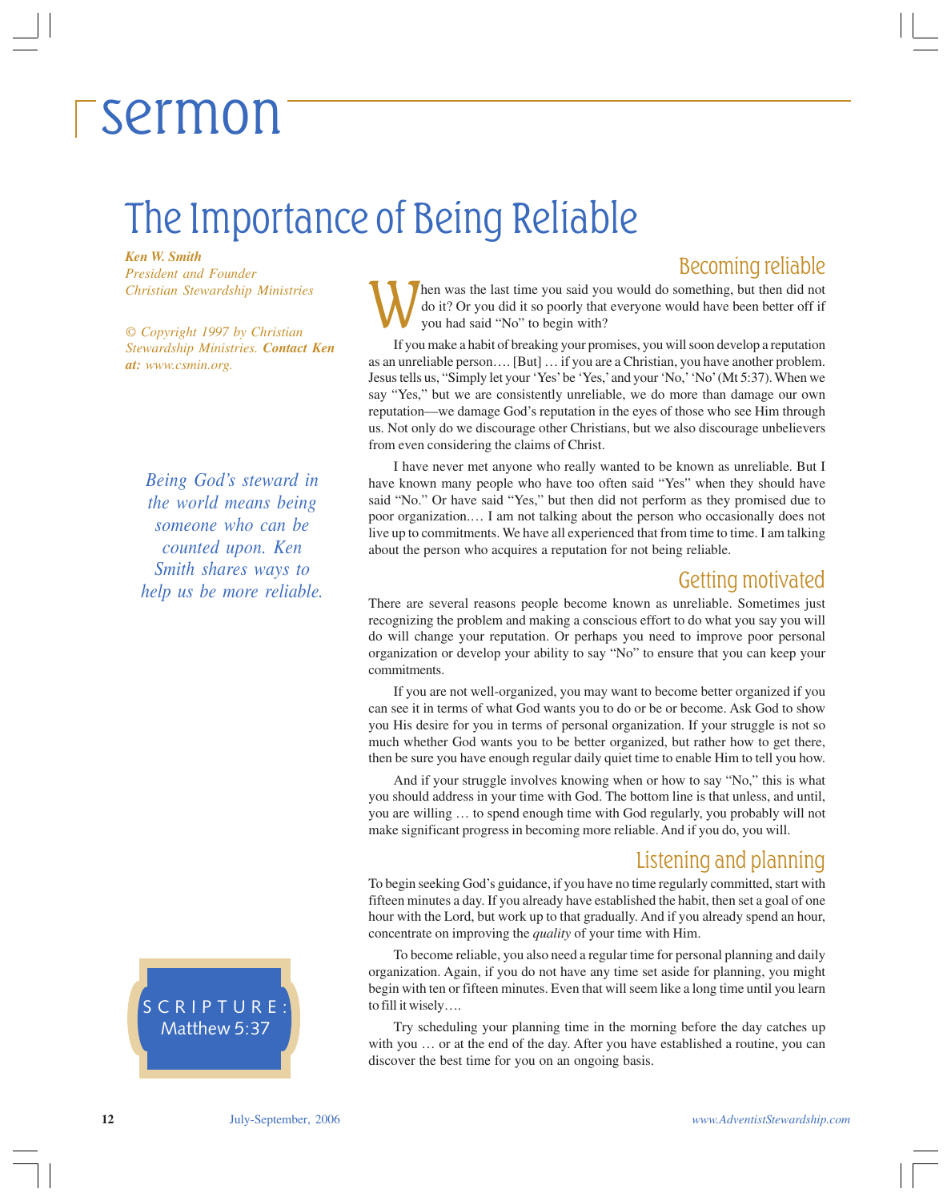# sermon

## The Importance of Being Reliable

***Ken W. Smith***
*President and Founder*
*Christian Stewardship Ministries*

*© Copyright 1997 by Christian Stewardship Ministries.* ***Contact Ken at:*** *www.csmin.org.*

*Being God's steward in the world means being someone who can be counted upon. Ken Smith shares ways to help us be more reliable.*

SCRIPTURE: Matthew 5:37

### Becoming reliable

When was the last time you said you would do something, but then did not do it? Or you did it so poorly that everyone would have been better off if you had said "No" to begin with?

If you make a habit of breaking your promises, you will soon develop a reputation as an unreliable person…. [But] … if you are a Christian, you have another problem. Jesus tells us, "Simply let your 'Yes' be 'Yes,' and your 'No,' 'No' (Mt 5:37). When we say "Yes," but we are consistently unreliable, we do more than damage our own reputation—we damage God's reputation in the eyes of those who see Him through us. Not only do we discourage other Christians, but we also discourage unbelievers from even considering the claims of Christ.

I have never met anyone who really wanted to be known as unreliable. But I have known many people who have too often said "Yes" when they should have said "No." Or have said "Yes," but then did not perform as they promised due to poor organization…. I am not talking about the person who occasionally does not live up to commitments. We have all experienced that from time to time. I am talking about the person who acquires a reputation for not being reliable.

### Getting motivated

There are several reasons people become known as unreliable. Sometimes just recognizing the problem and making a conscious effort to do what you say you will do will change your reputation. Or perhaps you need to improve poor personal organization or develop your ability to say "No" to ensure that you can keep your commitments.

If you are not well-organized, you may want to become better organized if you can see it in terms of what God wants you to do or be or become. Ask God to show you His desire for you in terms of personal organization. If your struggle is not so much whether God wants you to be better organized, but rather how to get there, then be sure you have enough regular daily quiet time to enable Him to tell you how.

And if your struggle involves knowing when or how to say "No," this is what you should address in your time with God. The bottom line is that unless, and until, you are willing … to spend enough time with God regularly, you probably will not make significant progress in becoming more reliable. And if you do, you will.

### Listening and planning

To begin seeking God's guidance, if you have no time regularly committed, start with fifteen minutes a day. If you already have established the habit, then set a goal of one hour with the Lord, but work up to that gradually. And if you already spend an hour, concentrate on improving the *quality* of your time with Him.

To become reliable, you also need a regular time for personal planning and daily organization. Again, if you do not have any time set aside for planning, you might begin with ten or fifteen minutes. Even that will seem like a long time until you learn to fill it wisely….

Try scheduling your planning time in the morning before the day catches up with you … or at the end of the day. After you have established a routine, you can discover the best time for you on an ongoing basis.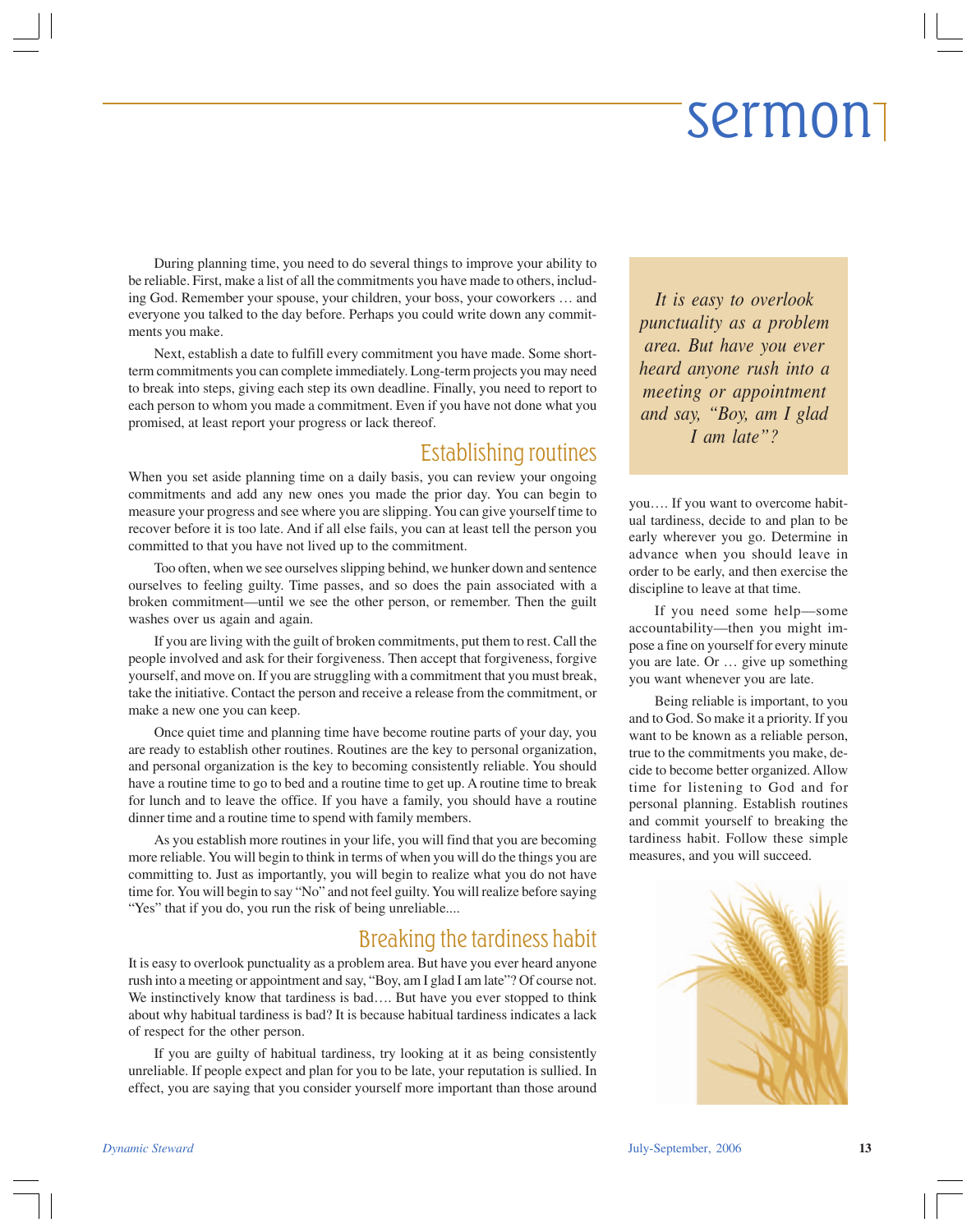During planning time, you need to do several things to improve your ability to be reliable. First, make a list of all the commitments you have made to others, including God. Remember your spouse, your children, your boss, your coworkers … and everyone you talked to the day before. Perhaps you could write down any commitments you make.

Next, establish a date to fulfill every commitment you have made. Some short-term commitments you can complete immediately. Long-term projects you may need to break into steps, giving each step its own deadline. Finally, you need to report to each person to whom you made a commitment. Even if you have not done what you promised, at least report your progress or lack thereof.

## Establishing routines

When you set aside planning time on a daily basis, you can review your ongoing commitments and add any new ones you made the prior day. You can begin to measure your progress and see where you are slipping. You can give yourself time to recover before it is too late. And if all else fails, you can at least tell the person you committed to that you have not lived up to the commitment.

Too often, when we see ourselves slipping behind, we hunker down and sentence ourselves to feeling guilty. Time passes, and so does the pain associated with a broken commitment—until we see the other person, or remember. Then the guilt washes over us again and again.

If you are living with the guilt of broken commitments, put them to rest. Call the people involved and ask for their forgiveness. Then accept that forgiveness, forgive yourself, and move on. If you are struggling with a commitment that you must break, take the initiative. Contact the person and receive a release from the commitment, or make a new one you can keep.

Once quiet time and planning time have become routine parts of your day, you are ready to establish other routines. Routines are the key to personal organization, and personal organization is the key to becoming consistently reliable. You should have a routine time to go to bed and a routine time to get up. A routine time to break for lunch and to leave the office. If you have a family, you should have a routine dinner time and a routine time to spend with family members.

As you establish more routines in your life, you will find that you are becoming more reliable. You will begin to think in terms of when you will do the things you are committing to. Just as importantly, you will begin to realize what you do not have time for. You will begin to say "No" and not feel guilty. You will realize before saying "Yes" that if you do, you run the risk of being unreliable....

## Breaking the tardiness habit

It is easy to overlook punctuality as a problem area. But have you ever heard anyone rush into a meeting or appointment and say, "Boy, am I glad I am late"? Of course not. We instinctively know that tardiness is bad…. But have you ever stopped to think about why habitual tardiness is bad? It is because habitual tardiness indicates a lack of respect for the other person.

If you are guilty of habitual tardiness, try looking at it as being consistently unreliable. If people expect and plan for you to be late, your reputation is sullied. In effect, you are saying that you consider yourself more important than those around you…. If you want to overcome habitual tardiness, decide to and plan to be early wherever you go. Determine in advance when you should leave in order to be early, and then exercise the discipline to leave at that time.

> *It is easy to overlook punctuality as a problem area. But have you ever heard anyone rush into a meeting or appointment and say, "Boy, am I glad I am late"?*

If you need some help—some accountability—then you might impose a fine on yourself for every minute you are late. Or … give up something you want whenever you are late.

Being reliable is important, to you and to God. So make it a priority. If you want to be known as a reliable person, true to the commitments you make, decide to become better organized. Allow time for listening to God and for personal planning. Establish routines and commit yourself to breaking the tardiness habit. Follow these simple measures, and you will succeed.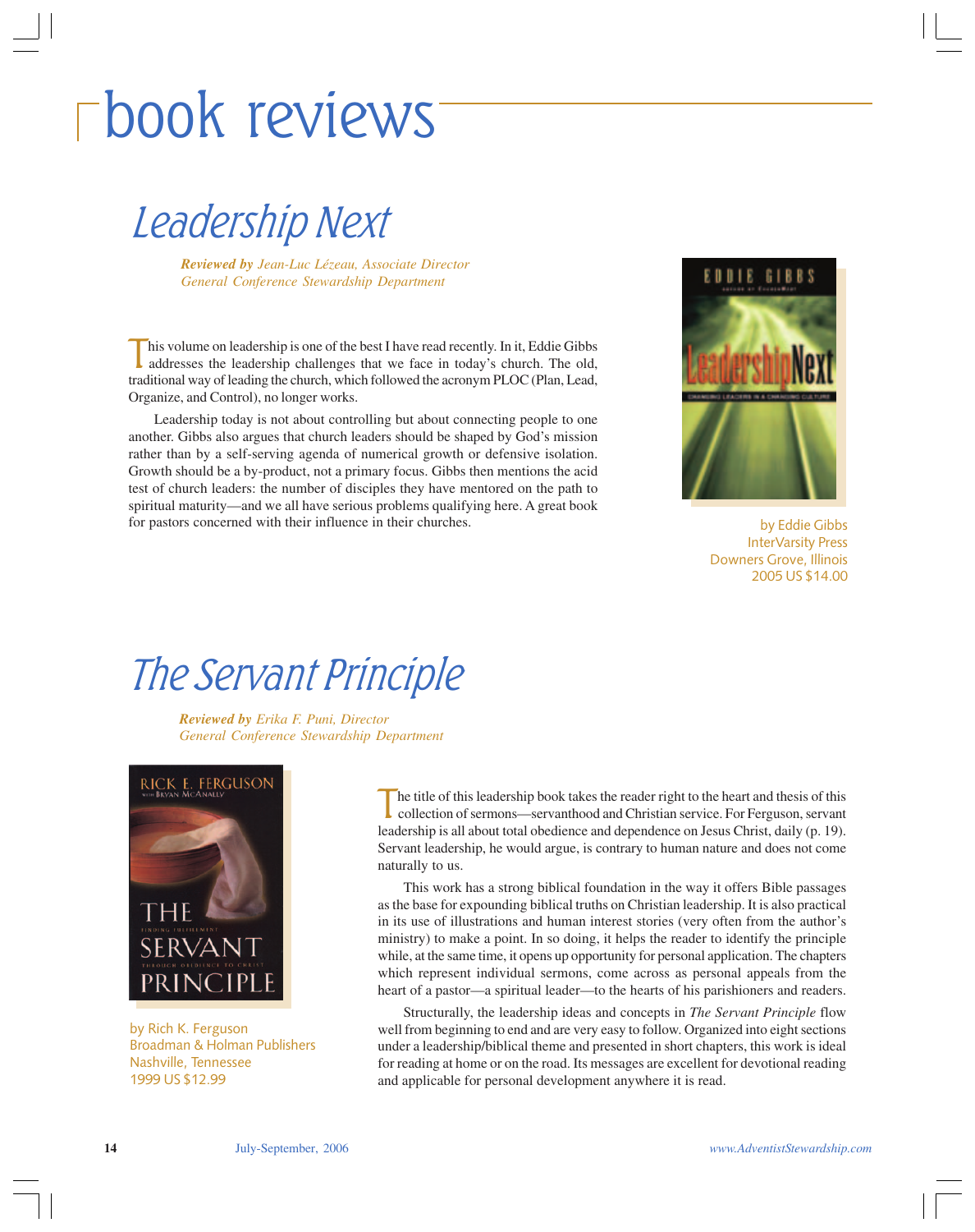// book reviews

## Leadership Next

***Reviewed by** Jean-Luc Lézeau, Associate Director*
*General Conference Stewardship Department*

This volume on leadership is one of the best I have read recently. In it, Eddie Gibbs addresses the leadership challenges that we face in today's church. The old, traditional way of leading the church, which followed the acronym PLOC (Plan, Lead, Organize, and Control), no longer works.

Leadership today is not about controlling but about connecting people to one another. Gibbs also argues that church leaders should be shaped by God's mission rather than by a self-serving agenda of numerical growth or defensive isolation. Growth should be a by-product, not a primary focus. Gibbs then mentions the acid test of church leaders: the number of disciples they have mentored on the path to spiritual maturity—and we all have serious problems qualifying here. A great book for pastors concerned with their influence in their churches.

by Eddie Gibbs
InterVarsity Press
Downers Grove, Illinois
2005 US $14.00

## The Servant Principle

***Reviewed by** Erika F. Puni, Director*
*General Conference Stewardship Department*

by Rich K. Ferguson
Broadman & Holman Publishers
Nashville, Tennessee
1999 US $12.99

The title of this leadership book takes the reader right to the heart and thesis of this collection of sermons—servanthood and Christian service. For Ferguson, servant leadership is all about total obedience and dependence on Jesus Christ, daily (p. 19). Servant leadership, he would argue, is contrary to human nature and does not come naturally to us.

This work has a strong biblical foundation in the way it offers Bible passages as the base for expounding biblical truths on Christian leadership. It is also practical in its use of illustrations and human interest stories (very often from the author's ministry) to make a point. In so doing, it helps the reader to identify the principle while, at the same time, it opens up opportunity for personal application. The chapters which represent individual sermons, come across as personal appeals from the heart of a pastor—a spiritual leader—to the hearts of his parishioners and readers.

Structurally, the leadership ideas and concepts in *The Servant Principle* flow well from beginning to end and are very easy to follow. Organized into eight sections under a leadership/biblical theme and presented in short chapters, this work is ideal for reading at home or on the road. Its messages are excellent for devotional reading and applicable for personal development anywhere it is read.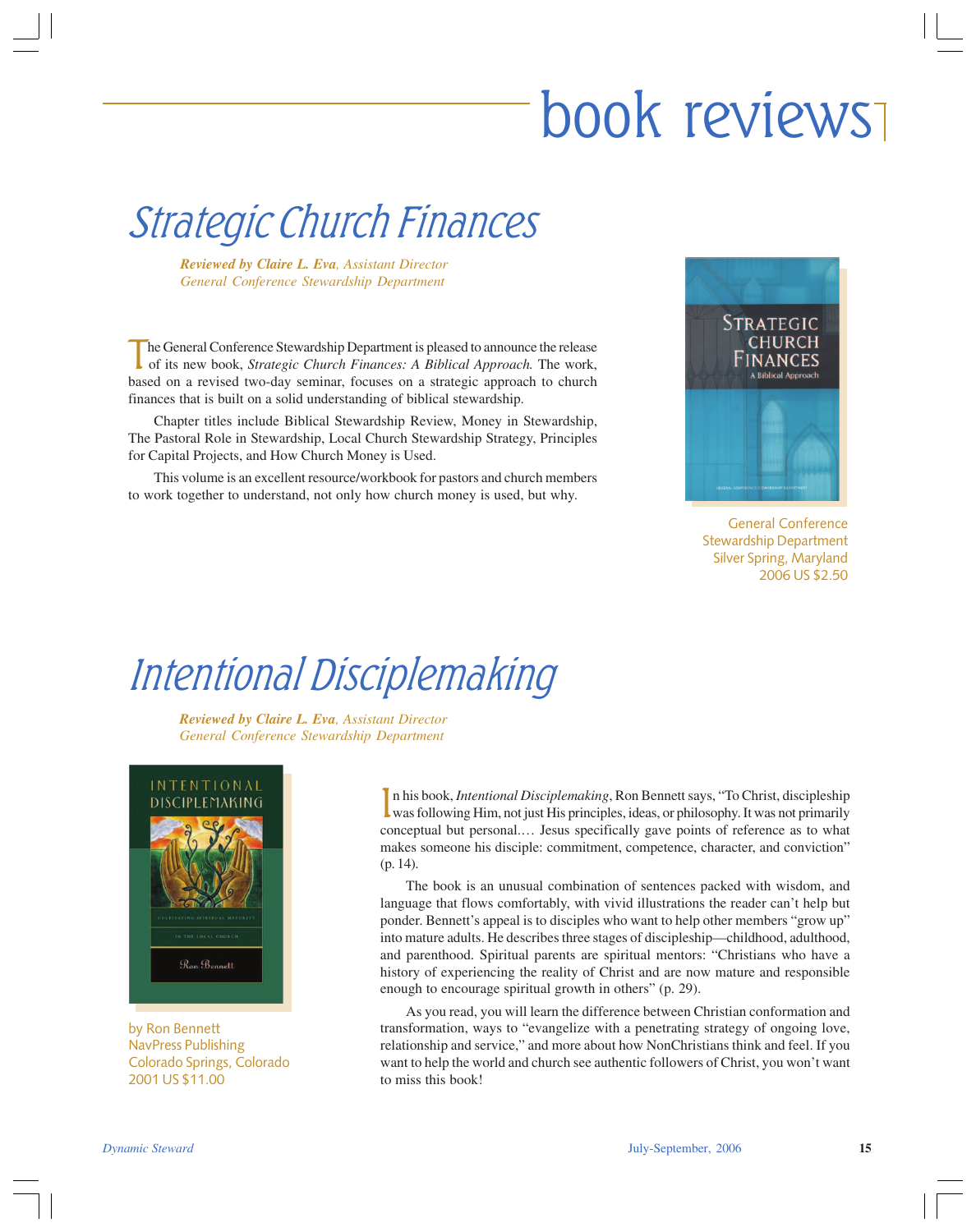# book reviews

## Strategic Church Finances

***Reviewed by Claire L. Eva**, Assistant Director*
*General Conference Stewardship Department*

The General Conference Stewardship Department is pleased to announce the release of its new book, *Strategic Church Finances: A Biblical Approach.* The work, based on a revised two-day seminar, focuses on a strategic approach to church finances that is built on a solid understanding of biblical stewardship.

Chapter titles include Biblical Stewardship Review, Money in Stewardship, The Pastoral Role in Stewardship, Local Church Stewardship Strategy, Principles for Capital Projects, and How Church Money is Used.

This volume is an excellent resource/workbook for pastors and church members to work together to understand, not only how church money is used, but why.

General Conference
Stewardship Department
Silver Spring, Maryland
2006 US $2.50

## Intentional Disciplemaking

***Reviewed by Claire L. Eva**, Assistant Director*
*General Conference Stewardship Department*

by Ron Bennett
NavPress Publishing
Colorado Springs, Colorado
2001 US $11.00

In his book, *Intentional Disciplemaking*, Ron Bennett says, "To Christ, discipleship was following Him, not just His principles, ideas, or philosophy. It was not primarily conceptual but personal.… Jesus specifically gave points of reference as to what makes someone his disciple: commitment, competence, character, and conviction" (p. 14).

The book is an unusual combination of sentences packed with wisdom, and language that flows comfortably, with vivid illustrations the reader can't help but ponder. Bennett's appeal is to disciples who want to help other members "grow up" into mature adults. He describes three stages of discipleship—childhood, adulthood, and parenthood. Spiritual parents are spiritual mentors: "Christians who have a history of experiencing the reality of Christ and are now mature and responsible enough to encourage spiritual growth in others" (p. 29).

As you read, you will learn the difference between Christian conformation and transformation, ways to "evangelize with a penetrating strategy of ongoing love, relationship and service," and more about how NonChristians think and feel. If you want to help the world and church see authentic followers of Christ, you won't want to miss this book!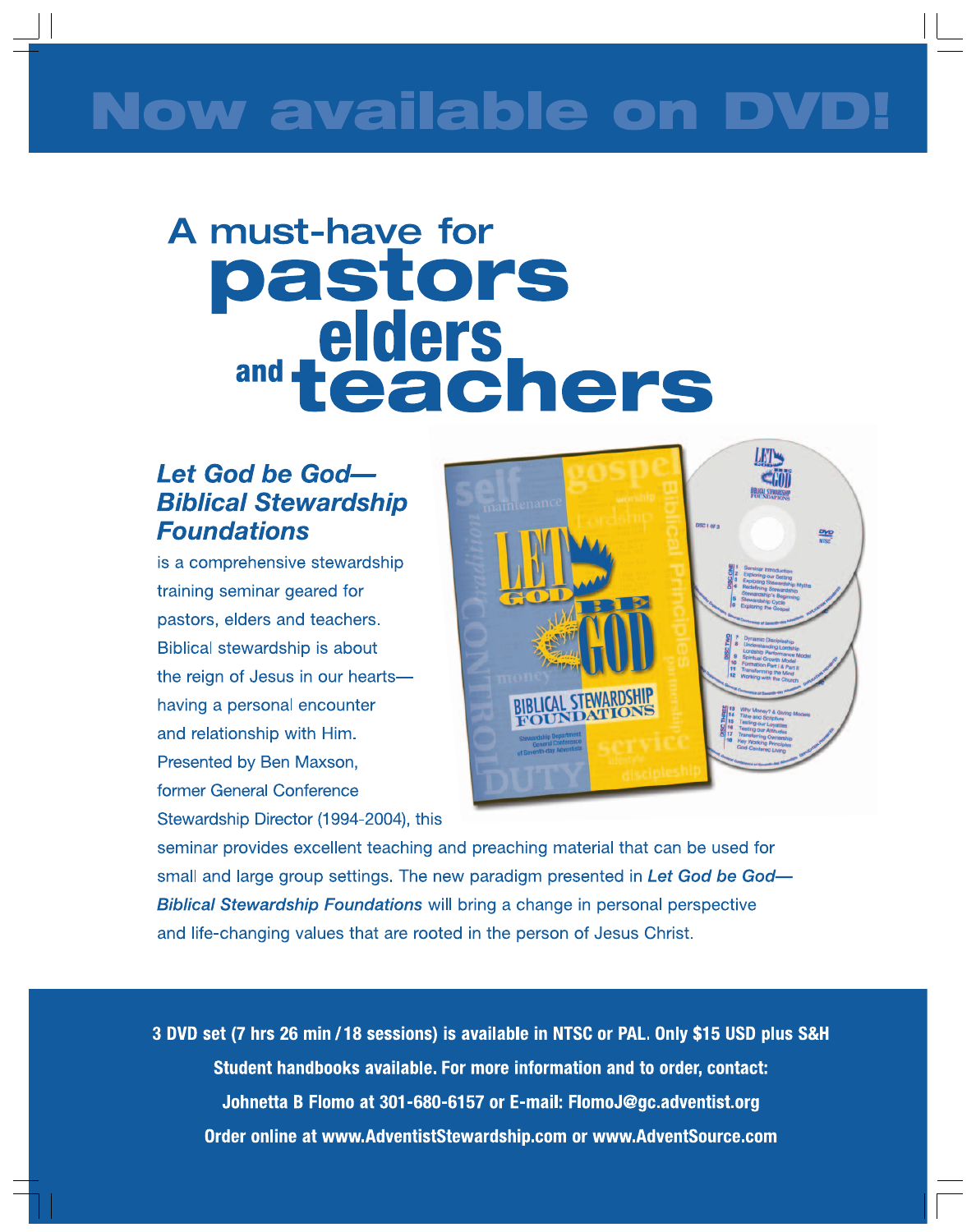# Now available on DVD!

## A must-have for pastors elders and teachers

***Let God be God—Biblical Stewardship Foundations*** is a comprehensive stewardship training seminar geared for pastors, elders and teachers. Biblical stewardship is about the reign of Jesus in our hearts—having a personal encounter and relationship with Him. Presented by Ben Maxson, former General Conference Stewardship Director (1994-2004), this seminar provides excellent teaching and preaching material that can be used for small and large group settings. The new paradigm presented in ***Let God be God—Biblical Stewardship Foundations*** will bring a change in personal perspective and life-changing values that are rooted in the person of Jesus Christ.

**3 DVD set (7 hrs 26 min / 18 sessions) is available in NTSC or PAL. Only $15 USD plus S&H**

**Student handbooks available. For more information and to order, contact:**

**Johnetta B Flomo at 301-680-6157 or E-mail: FlomoJ@gc.adventist.org**

**Order online at www.AdventistStewardship.com or www.AdventSource.com**